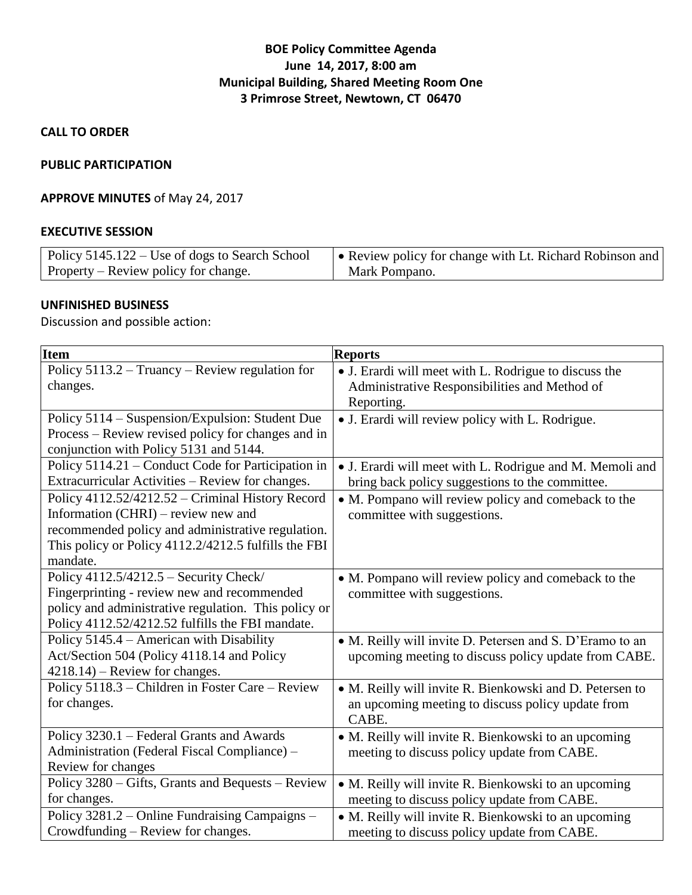**BOE Policy Committee Agenda**
**June 14, 2017, 8:00 am**
**Municipal Building, Shared Meeting Room One**
**3 Primrose Street, Newtown, CT 06470**

**CALL TO ORDER**

**PUBLIC PARTICIPATION**

**APPROVE MINUTES** of May 24, 2017

**EXECUTIVE SESSION**

| | |
|---|---|
| Policy 5145.122 – Use of dogs to Search School Property – Review policy for change. | • Review policy for change with Lt. Richard Robinson and Mark Pompano. |

**UNFINISHED BUSINESS**

Discussion and possible action:

| Item | Reports |
|---|---|
| Policy 5113.2 – Truancy – Review regulation for changes. | • J. Erardi will meet with L. Rodrigue to discuss the Administrative Responsibilities and Method of Reporting. |
| Policy 5114 – Suspension/Expulsion: Student Due Process – Review revised policy for changes and in conjunction with Policy 5131 and 5144. | • J. Erardi will review policy with L. Rodrigue. |
| Policy 5114.21 – Conduct Code for Participation in Extracurricular Activities – Review for changes. | • J. Erardi will meet with L. Rodrigue and M. Memoli and bring back policy suggestions to the committee. |
| Policy 4112.52/4212.52 – Criminal History Record Information (CHRI) – review new and recommended policy and administrative regulation. This policy or Policy 4112.2/4212.5 fulfills the FBI mandate. | • M. Pompano will review policy and comeback to the committee with suggestions. |
| Policy 4112.5/4212.5 – Security Check/ Fingerprinting - review new and recommended policy and administrative regulation. This policy or Policy 4112.52/4212.52 fulfills the FBI mandate. | • M. Pompano will review policy and comeback to the committee with suggestions. |
| Policy 5145.4 – American with Disability Act/Section 504 (Policy 4118.14 and Policy 4218.14) – Review for changes. | • M. Reilly will invite D. Petersen and S. D'Eramo to an upcoming meeting to discuss policy update from CABE. |
| Policy 5118.3 – Children in Foster Care – Review for changes. | • M. Reilly will invite R. Bienkowski and D. Petersen to an upcoming meeting to discuss policy update from CABE. |
| Policy 3230.1 – Federal Grants and Awards Administration (Federal Fiscal Compliance) – Review for changes | • M. Reilly will invite R. Bienkowski to an upcoming meeting to discuss policy update from CABE. |
| Policy 3280 – Gifts, Grants and Bequests – Review for changes. | • M. Reilly will invite R. Bienkowski to an upcoming meeting to discuss policy update from CABE. |
| Policy 3281.2 – Online Fundraising Campaigns – Crowdfunding – Review for changes. | • M. Reilly will invite R. Bienkowski to an upcoming meeting to discuss policy update from CABE. |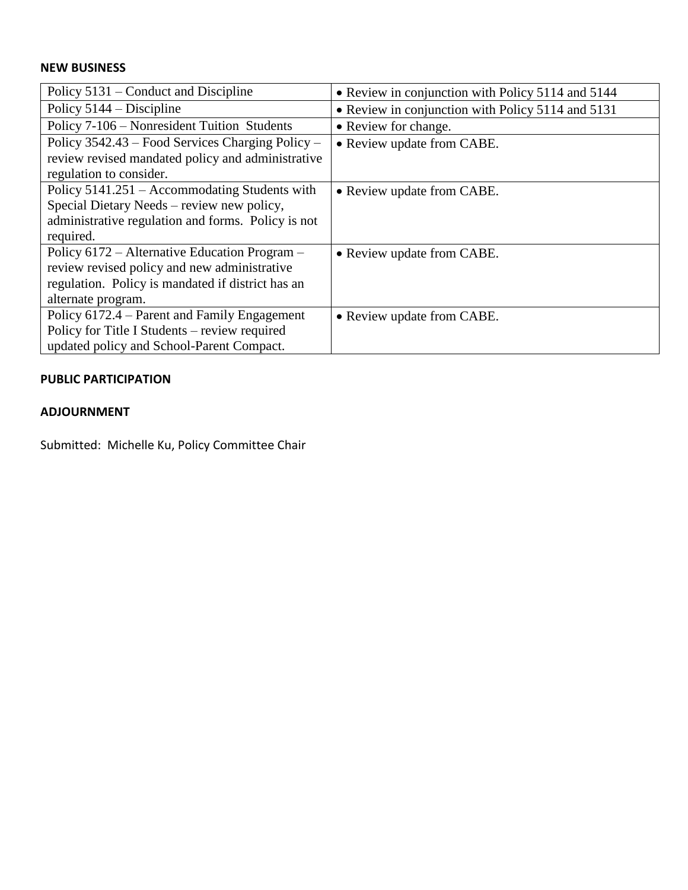## NEW BUSINESS

| | |
|---|---|
| Policy 5131 – Conduct and Discipline | • Review in conjunction with Policy 5114 and 5144 |
| Policy 5144 – Discipline | • Review in conjunction with Policy 5114 and 5131 |
| Policy 7-106 – Nonresident Tuition Students | • Review for change. |
| Policy 3542.43 – Food Services Charging Policy – review revised mandated policy and administrative regulation to consider. | • Review update from CABE. |
| Policy 5141.251 – Accommodating Students with Special Dietary Needs – review new policy, administrative regulation and forms. Policy is not required. | • Review update from CABE. |
| Policy 6172 – Alternative Education Program – review revised policy and new administrative regulation. Policy is mandated if district has an alternate program. | • Review update from CABE. |
| Policy 6172.4 – Parent and Family Engagement Policy for Title I Students – review required updated policy and School-Parent Compact. | • Review update from CABE. |

## PUBLIC PARTICIPATION

## ADJOURNMENT

Submitted: Michelle Ku, Policy Committee Chair